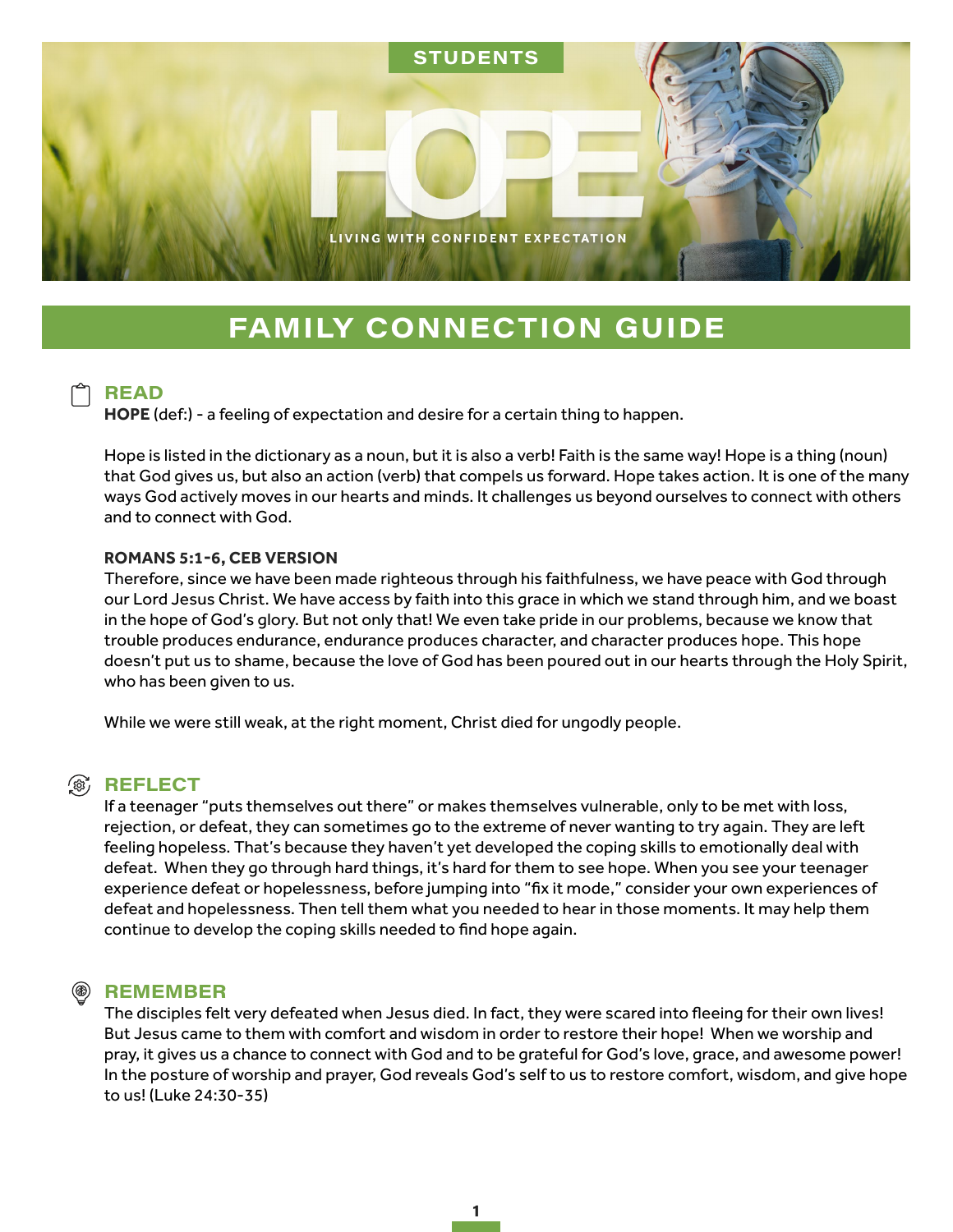STUDENTS

# HOPE

LIVING WITH CONFIDENT EXPECTATION

## FAMILY CONNECTION GUIDE

### READ

**HOPE** (def:) - a feeling of expectation and desire for a certain thing to happen.

Hope is listed in the dictionary as a noun, but it is also a verb! Faith is the same way! Hope is a thing (noun) that God gives us, but also an action (verb) that compels us forward. Hope takes action. It is one of the many ways God actively moves in our hearts and minds. It challenges us beyond ourselves to connect with others and to connect with God.

**ROMANS 5:1-6, CEB VERSION**

Therefore, since we have been made righteous through his faithfulness, we have peace with God through our Lord Jesus Christ. We have access by faith into this grace in which we stand through him, and we boast in the hope of God's glory. But not only that! We even take pride in our problems, because we know that trouble produces endurance, endurance produces character, and character produces hope. This hope doesn't put us to shame, because the love of God has been poured out in our hearts through the Holy Spirit, who has been given to us.

While we were still weak, at the right moment, Christ died for ungodly people.

### REFLECT

If a teenager "puts themselves out there" or makes themselves vulnerable, only to be met with loss, rejection, or defeat, they can sometimes go to the extreme of never wanting to try again. They are left feeling hopeless. That's because they haven't yet developed the coping skills to emotionally deal with defeat. When they go through hard things, it's hard for them to see hope. When you see your teenager experience defeat or hopelessness, before jumping into "fix it mode," consider your own experiences of defeat and hopelessness. Then tell them what you needed to hear in those moments. It may help them continue to develop the coping skills needed to find hope again.

### REMEMBER

The disciples felt very defeated when Jesus died. In fact, they were scared into fleeing for their own lives! But Jesus came to them with comfort and wisdom in order to restore their hope! When we worship and pray, it gives us a chance to connect with God and to be grateful for God's love, grace, and awesome power! In the posture of worship and prayer, God reveals God's self to us to restore comfort, wisdom, and give hope to us! (Luke 24:30-35)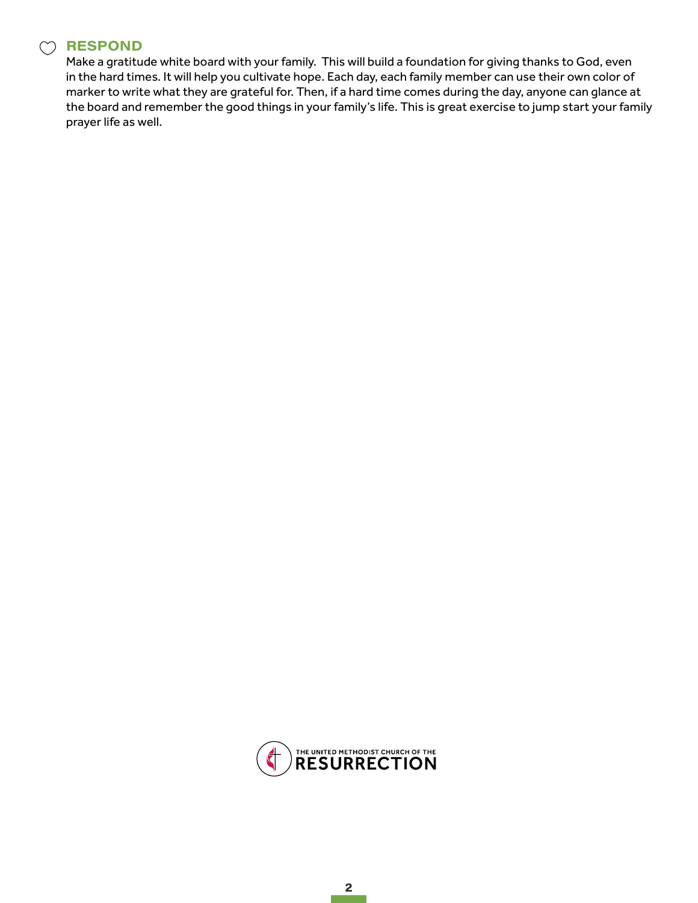## RESPOND

Make a gratitude white board with your family. This will build a foundation for giving thanks to God, even in the hard times. It will help you cultivate hope. Each day, each family member can use their own color of marker to write what they are grateful for. Then, if a hard time comes during the day, anyone can glance at the board and remember the good things in your family's life. This is great exercise to jump start your family prayer life as well.

THE UNITED METHODIST CHURCH OF THE RESURRECTION